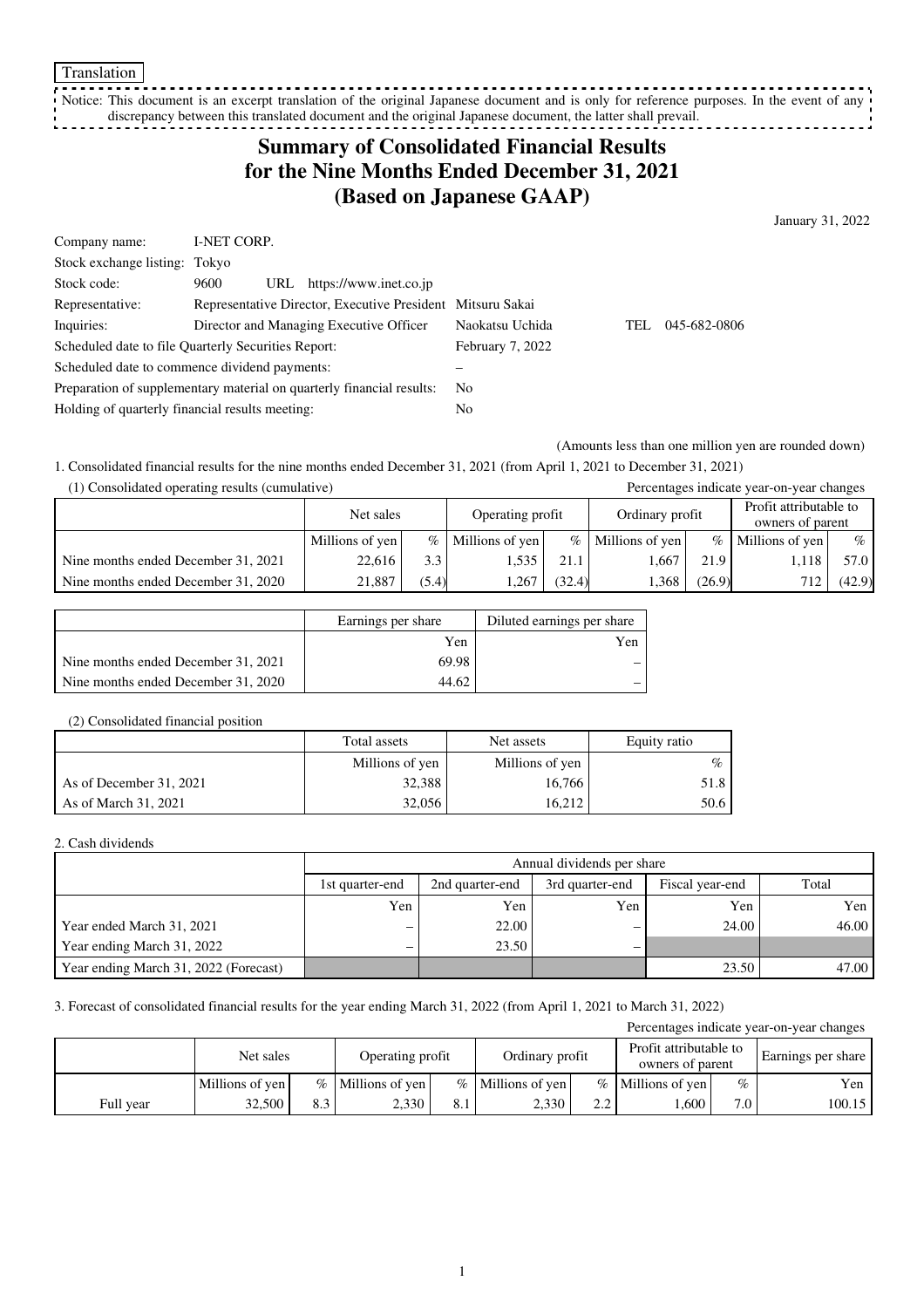Translation

Notice: This document is an excerpt translation of the original Japanese document and is only for reference purposes. In the event of any discrepancy between this translated document and the original Japanese document, the latter shall prevail.

# Summary of Consolidated Financial Results for the Nine Months Ended December 31, 2021 (Based on Japanese GAAP)

January 31, 2022

| | | | |
|---|---|---|---|
| Company name: | I-NET CORP. | | |
| Stock exchange listing: | Tokyo | | |
| Stock code: | 9600 URL https://www.inet.co.jp | | |
| Representative: | Representative Director, Executive President | Mitsuru Sakai | |
| Inquiries: | Director and Managing Executive Officer | Naokatsu Uchida | TEL 045-682-0806 |
| Scheduled date to file Quarterly Securities Report: | | February 7, 2022 | |
| Scheduled date to commence dividend payments: | | – | |
| Preparation of supplementary material on quarterly financial results: | | No | |
| Holding of quarterly financial results meeting: | | No | |

(Amounts less than one million yen are rounded down)

1. Consolidated financial results for the nine months ended December 31, 2021 (from April 1, 2021 to December 31, 2021)

(1) Consolidated operating results (cumulative)

Percentages indicate year-on-year changes

| | Net sales | | Operating profit | | Ordinary profit | | Profit attributable to owners of parent | |
|---|---|---|---|---|---|---|---|---|
| | Millions of yen | % | Millions of yen | % | Millions of yen | % | Millions of yen | % |
| Nine months ended December 31, 2021 | 22,616 | 3.3 | 1,535 | 21.1 | 1,667 | 21.9 | 1,118 | 57.0 |
| Nine months ended December 31, 2020 | 21,887 | (5.4) | 1,267 | (32.4) | 1,368 | (26.9) | 712 | (42.9) |

| | Earnings per share | Diluted earnings per share |
|---|---|---|
| | Yen | Yen |
| Nine months ended December 31, 2021 | 69.98 | – |
| Nine months ended December 31, 2020 | 44.62 | – |

(2) Consolidated financial position

| | Total assets | Net assets | Equity ratio |
|---|---|---|---|
| | Millions of yen | Millions of yen | % |
| As of December 31, 2021 | 32,388 | 16,766 | 51.8 |
| As of March 31, 2021 | 32,056 | 16,212 | 50.6 |

2. Cash dividends

| | Annual dividends per share | | | | |
|---|---|---|---|---|---|
| | 1st quarter-end | 2nd quarter-end | 3rd quarter-end | Fiscal year-end | Total |
| | Yen | Yen | Yen | Yen | Yen |
| Year ended March 31, 2021 | – | 22.00 | – | 24.00 | 46.00 |
| Year ending March 31, 2022 | – | 23.50 | – | | |
| Year ending March 31, 2022 (Forecast) | | | | 23.50 | 47.00 |

3. Forecast of consolidated financial results for the year ending March 31, 2022 (from April 1, 2021 to March 31, 2022)

Percentages indicate year-on-year changes

| | Net sales | | Operating profit | | Ordinary profit | | Profit attributable to owners of parent | | Earnings per share |
|---|---|---|---|---|---|---|---|---|---|
| | Millions of yen | % | Millions of yen | % | Millions of yen | % | Millions of yen | % | Yen |
| Full year | 32,500 | 8.3 | 2,330 | 8.1 | 2,330 | 2.2 | 1,600 | 7.0 | 100.15 |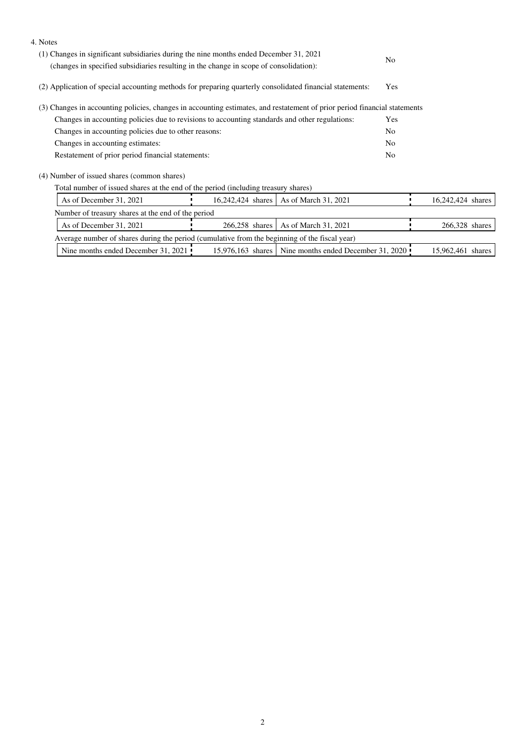4. Notes

(1) Changes in significant subsidiaries during the nine months ended December 31, 2021 (changes in specified subsidiaries resulting in the change in scope of consolidation): No

(2) Application of special accounting methods for preparing quarterly consolidated financial statements: Yes

(3) Changes in accounting policies, changes in accounting estimates, and restatement of prior period financial statements

| | |
|---|---|
| Changes in accounting policies due to revisions to accounting standards and other regulations: | Yes |
| Changes in accounting policies due to other reasons: | No |
| Changes in accounting estimates: | No |
| Restatement of prior period financial statements: | No |

(4) Number of issued shares (common shares)

Total number of issued shares at the end of the period (including treasury shares)

| | | | |
|---|---|---|---|
| As of December 31, 2021 | 16,242,424 shares | As of March 31, 2021 | 16,242,424 shares |

Number of treasury shares at the end of the period

| | | | |
|---|---|---|---|
| As of December 31, 2021 | 266,258 shares | As of March 31, 2021 | 266,328 shares |

Average number of shares during the period (cumulative from the beginning of the fiscal year)

| | | | |
|---|---|---|---|
| Nine months ended December 31, 2021 | 15,976,163 shares | Nine months ended December 31, 2020 | 15,962,461 shares |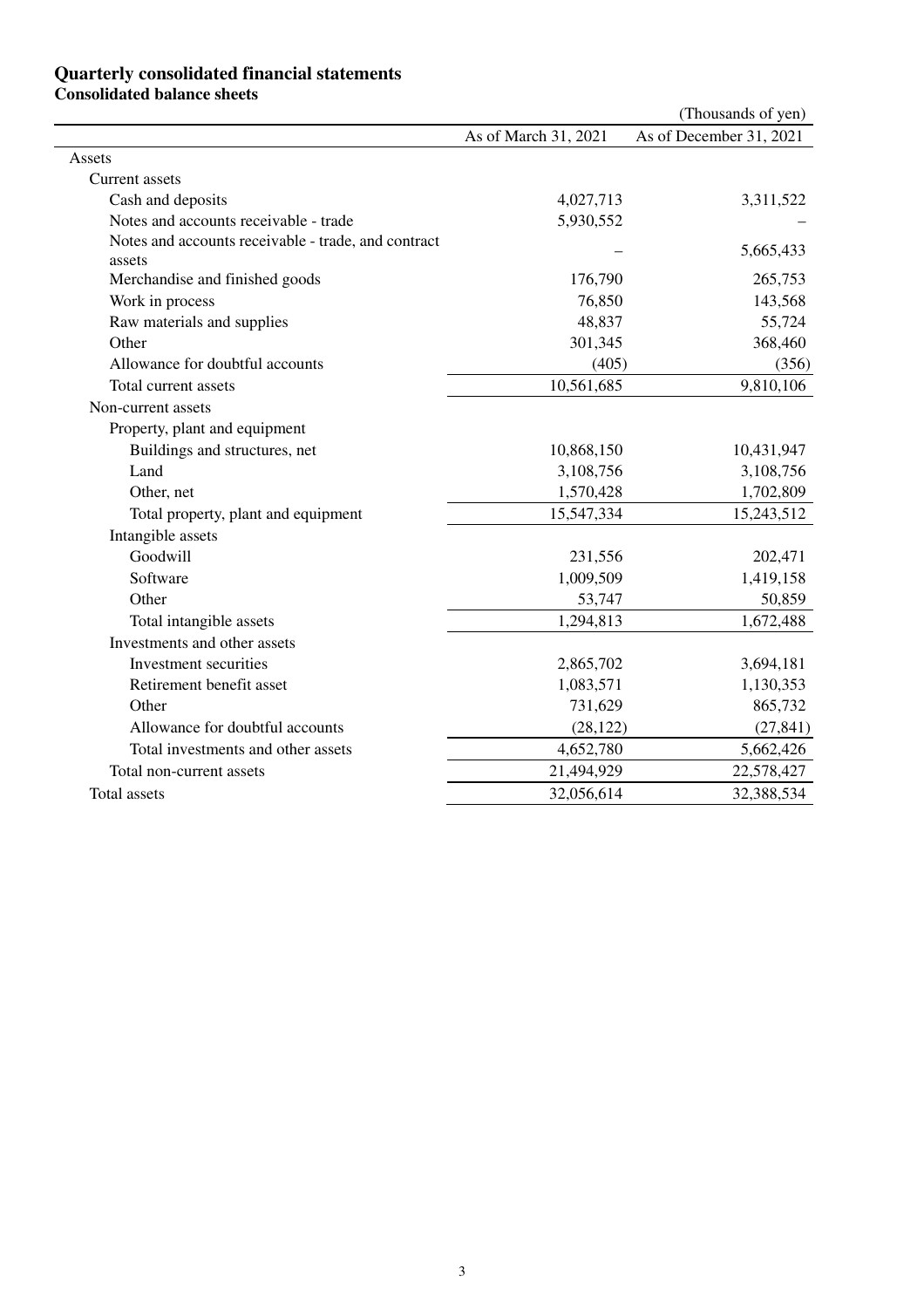## Quarterly consolidated financial statements

### Consolidated balance sheets

(Thousands of yen)

| | As of March 31, 2021 | As of December 31, 2021 |
|---|---|---|
| Assets | | |
| Current assets | | |
| Cash and deposits | 4,027,713 | 3,311,522 |
| Notes and accounts receivable - trade | 5,930,552 | – |
| Notes and accounts receivable - trade, and contract assets | – | 5,665,433 |
| Merchandise and finished goods | 176,790 | 265,753 |
| Work in process | 76,850 | 143,568 |
| Raw materials and supplies | 48,837 | 55,724 |
| Other | 301,345 | 368,460 |
| Allowance for doubtful accounts | (405) | (356) |
| Total current assets | 10,561,685 | 9,810,106 |
| Non-current assets | | |
| Property, plant and equipment | | |
| Buildings and structures, net | 10,868,150 | 10,431,947 |
| Land | 3,108,756 | 3,108,756 |
| Other, net | 1,570,428 | 1,702,809 |
| Total property, plant and equipment | 15,547,334 | 15,243,512 |
| Intangible assets | | |
| Goodwill | 231,556 | 202,471 |
| Software | 1,009,509 | 1,419,158 |
| Other | 53,747 | 50,859 |
| Total intangible assets | 1,294,813 | 1,672,488 |
| Investments and other assets | | |
| Investment securities | 2,865,702 | 3,694,181 |
| Retirement benefit asset | 1,083,571 | 1,130,353 |
| Other | 731,629 | 865,732 |
| Allowance for doubtful accounts | (28,122) | (27,841) |
| Total investments and other assets | 4,652,780 | 5,662,426 |
| Total non-current assets | 21,494,929 | 22,578,427 |
| Total assets | 32,056,614 | 32,388,534 |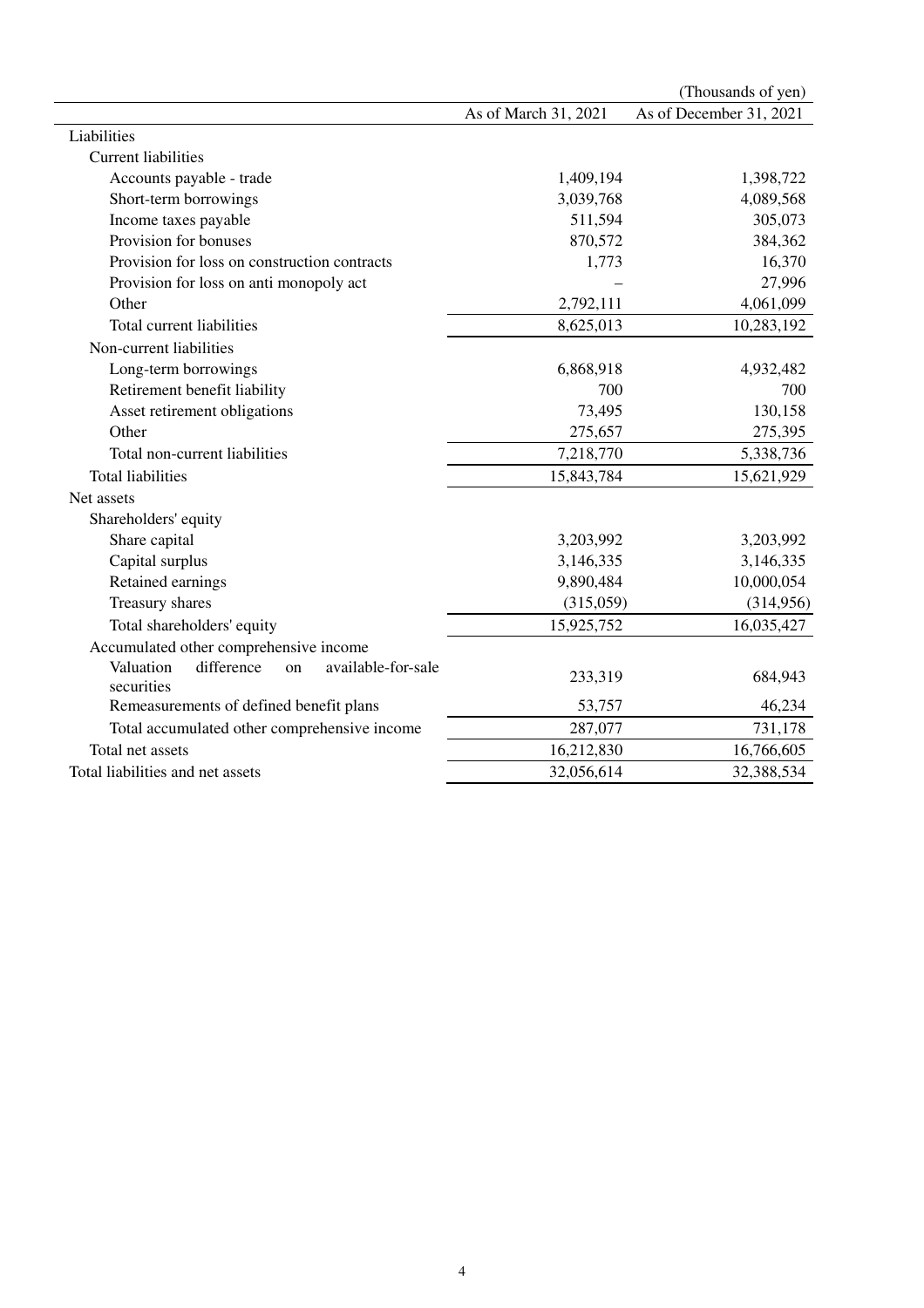(Thousands of yen)

| | As of March 31, 2021 | As of December 31, 2021 |
|---|---|---|
| Liabilities | | |
| Current liabilities | | |
| Accounts payable - trade | 1,409,194 | 1,398,722 |
| Short-term borrowings | 3,039,768 | 4,089,568 |
| Income taxes payable | 511,594 | 305,073 |
| Provision for bonuses | 870,572 | 384,362 |
| Provision for loss on construction contracts | 1,773 | 16,370 |
| Provision for loss on anti monopoly act | – | 27,996 |
| Other | 2,792,111 | 4,061,099 |
| Total current liabilities | 8,625,013 | 10,283,192 |
| Non-current liabilities | | |
| Long-term borrowings | 6,868,918 | 4,932,482 |
| Retirement benefit liability | 700 | 700 |
| Asset retirement obligations | 73,495 | 130,158 |
| Other | 275,657 | 275,395 |
| Total non-current liabilities | 7,218,770 | 5,338,736 |
| Total liabilities | 15,843,784 | 15,621,929 |
| Net assets | | |
| Shareholders' equity | | |
| Share capital | 3,203,992 | 3,203,992 |
| Capital surplus | 3,146,335 | 3,146,335 |
| Retained earnings | 9,890,484 | 10,000,054 |
| Treasury shares | (315,059) | (314,956) |
| Total shareholders' equity | 15,925,752 | 16,035,427 |
| Accumulated other comprehensive income | | |
| Valuation difference on available-for-sale securities | 233,319 | 684,943 |
| Remeasurements of defined benefit plans | 53,757 | 46,234 |
| Total accumulated other comprehensive income | 287,077 | 731,178 |
| Total net assets | 16,212,830 | 16,766,605 |
| Total liabilities and net assets | 32,056,614 | 32,388,534 |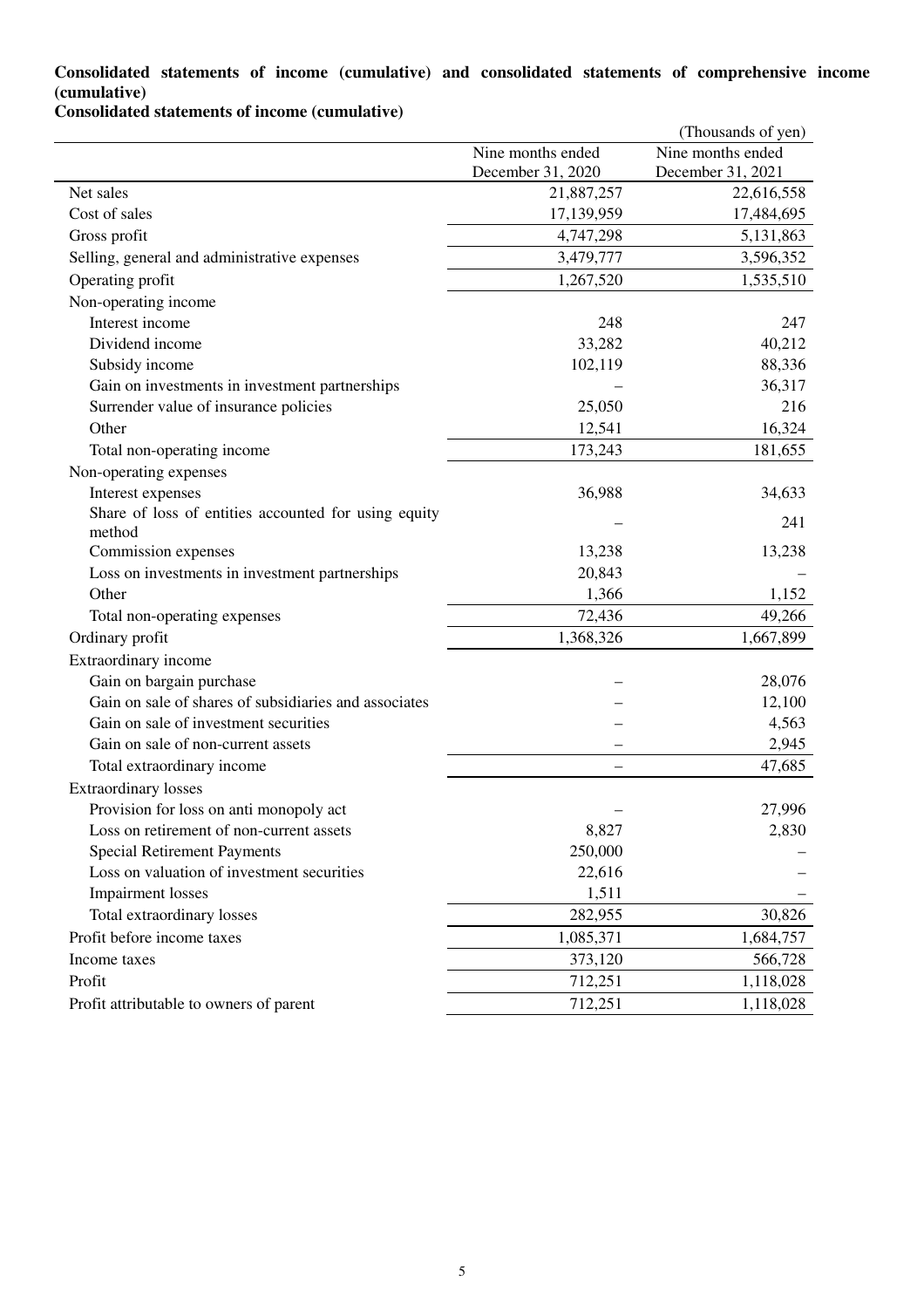**Consolidated statements of income (cumulative) and consolidated statements of comprehensive income (cumulative)**

**Consolidated statements of income (cumulative)**

(Thousands of yen)

| | Nine months ended December 31, 2020 | Nine months ended December 31, 2021 |
|---|---|---|
| Net sales | 21,887,257 | 22,616,558 |
| Cost of sales | 17,139,959 | 17,484,695 |
| Gross profit | 4,747,298 | 5,131,863 |
| Selling, general and administrative expenses | 3,479,777 | 3,596,352 |
| Operating profit | 1,267,520 | 1,535,510 |
| Non-operating income | | |
| Interest income | 248 | 247 |
| Dividend income | 33,282 | 40,212 |
| Subsidy income | 102,119 | 88,336 |
| Gain on investments in investment partnerships | – | 36,317 |
| Surrender value of insurance policies | 25,050 | 216 |
| Other | 12,541 | 16,324 |
| Total non-operating income | 173,243 | 181,655 |
| Non-operating expenses | | |
| Interest expenses | 36,988 | 34,633 |
| Share of loss of entities accounted for using equity method | – | 241 |
| Commission expenses | 13,238 | 13,238 |
| Loss on investments in investment partnerships | 20,843 | – |
| Other | 1,366 | 1,152 |
| Total non-operating expenses | 72,436 | 49,266 |
| Ordinary profit | 1,368,326 | 1,667,899 |
| Extraordinary income | | |
| Gain on bargain purchase | – | 28,076 |
| Gain on sale of shares of subsidiaries and associates | – | 12,100 |
| Gain on sale of investment securities | – | 4,563 |
| Gain on sale of non-current assets | – | 2,945 |
| Total extraordinary income | – | 47,685 |
| Extraordinary losses | | |
| Provision for loss on anti monopoly act | – | 27,996 |
| Loss on retirement of non-current assets | 8,827 | 2,830 |
| Special Retirement Payments | 250,000 | – |
| Loss on valuation of investment securities | 22,616 | – |
| Impairment losses | 1,511 | – |
| Total extraordinary losses | 282,955 | 30,826 |
| Profit before income taxes | 1,085,371 | 1,684,757 |
| Income taxes | 373,120 | 566,728 |
| Profit | 712,251 | 1,118,028 |
| Profit attributable to owners of parent | 712,251 | 1,118,028 |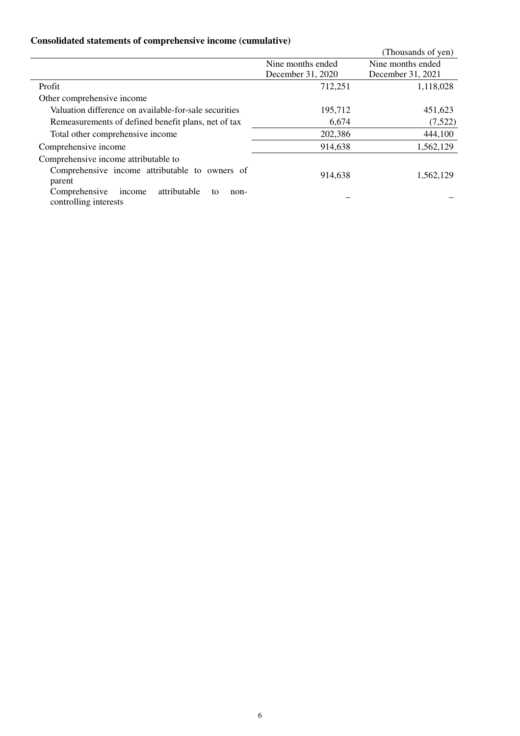**Consolidated statements of comprehensive income (cumulative)**

(Thousands of yen)

| | Nine months ended December 31, 2020 | Nine months ended December 31, 2021 |
|---|---|---|
| Profit | 712,251 | 1,118,028 |
| Other comprehensive income | | |
| Valuation difference on available-for-sale securities | 195,712 | 451,623 |
| Remeasurements of defined benefit plans, net of tax | 6,674 | (7,522) |
| Total other comprehensive income | 202,386 | 444,100 |
| Comprehensive income | 914,638 | 1,562,129 |
| Comprehensive income attributable to | | |
| Comprehensive income attributable to owners of parent | 914,638 | 1,562,129 |
| Comprehensive income attributable to non-controlling interests | – | – |